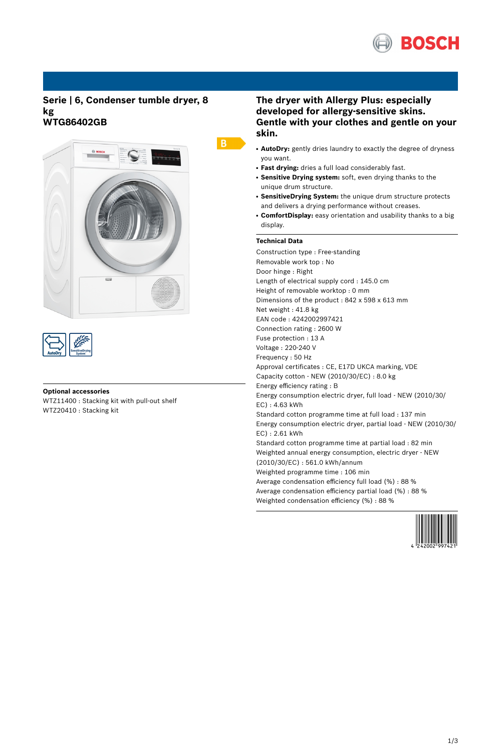## Serie | 6, Condenser tumble dryer, 8 kg
## WTG86402GB

B

### Optional accessories

WTZ11400 : Stacking kit with pull-out shelf
WTZ20410 : Stacking kit

## The dryer with Allergy Plus: especially developed for allergy-sensitive skins. Gentle with your clothes and gentle on your skin.

- **AutoDry:** gently dries laundry to exactly the degree of dryness you want.
- **Fast drying:** dries a full load considerably fast.
- **Sensitive Drying system:** soft, even drying thanks to the unique drum structure.
- **SensitiveDrying System:** the unique drum structure protects and delivers a drying performance without creases.
- **ComfortDisplay:** easy orientation and usability thanks to a big display.

### Technical Data

Construction type : Free-standing
Removable work top : No
Door hinge : Right
Length of electrical supply cord : 145.0 cm
Height of removable worktop : 0 mm
Dimensions of the product : 842 x 598 x 613 mm
Net weight : 41.8 kg
EAN code : 4242002997421
Connection rating : 2600 W
Fuse protection : 13 A
Voltage : 220-240 V
Frequency : 50 Hz
Approval certificates : CE, E17D UKCA marking, VDE
Capacity cotton - NEW (2010/30/EC) : 8.0 kg
Energy efficiency rating : B
Energy consumption electric dryer, full load - NEW (2010/30/EC) : 4.63 kWh
Standard cotton programme time at full load : 137 min
Energy consumption electric dryer, partial load - NEW (2010/30/EC) : 2.61 kWh
Standard cotton programme time at partial load : 82 min
Weighted annual energy consumption, electric dryer - NEW (2010/30/EC) : 561.0 kWh/annum
Weighted programme time : 106 min
Average condensation efficiency full load (%) : 88 %
Average condensation efficiency partial load (%) : 88 %
Weighted condensation efficiency (%) : 88 %

4 242002 997421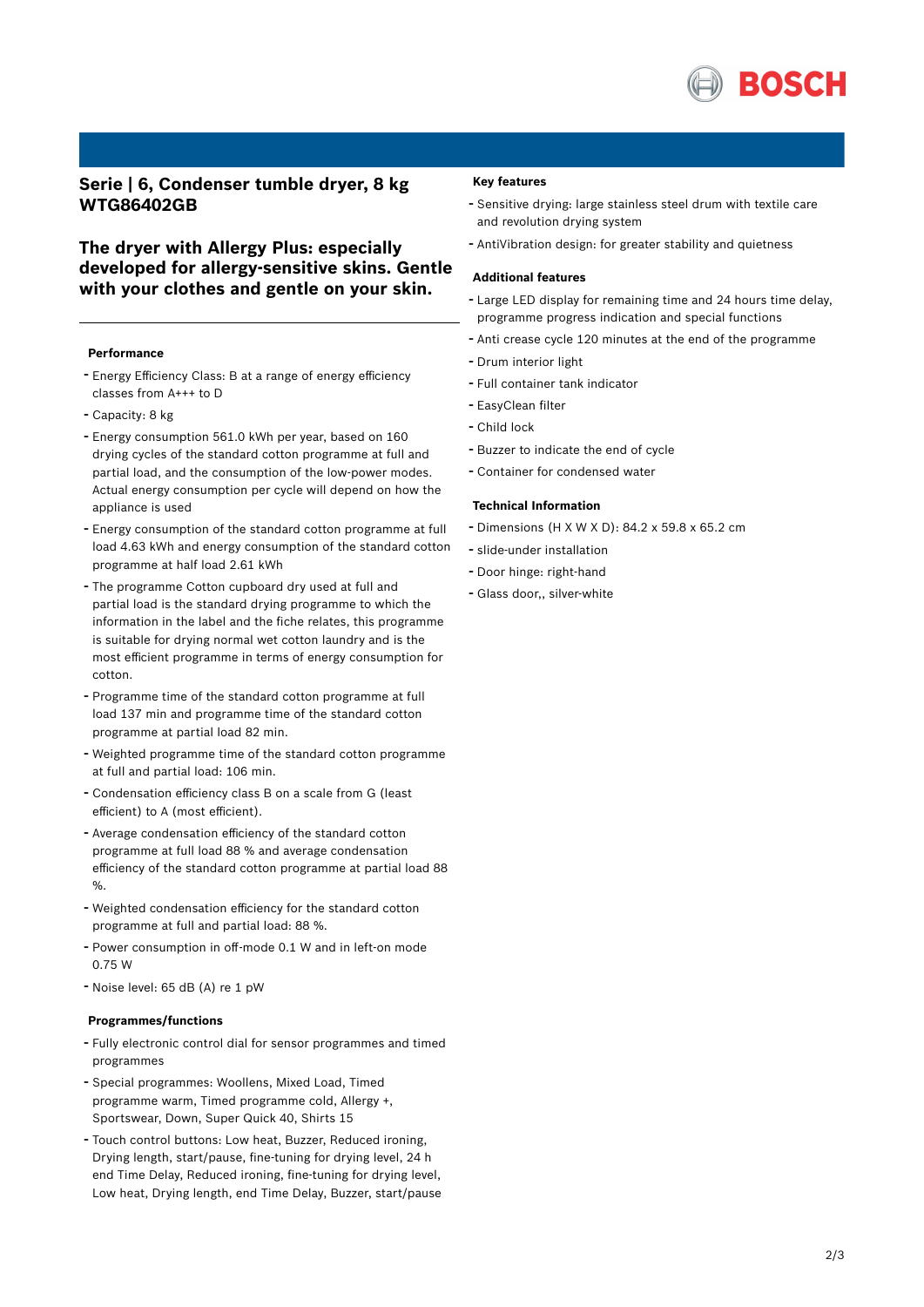## Serie | 6, Condenser tumble dryer, 8 kg WTG86402GB

## The dryer with Allergy Plus: especially developed for allergy-sensitive skins. Gentle with your clothes and gentle on your skin.

### Performance

- Energy Efficiency Class: B at a range of energy efficiency classes from A+++ to D
- Capacity: 8 kg
- Energy consumption 561.0 kWh per year, based on 160 drying cycles of the standard cotton programme at full and partial load, and the consumption of the low-power modes. Actual energy consumption per cycle will depend on how the appliance is used
- Energy consumption of the standard cotton programme at full load 4.63 kWh and energy consumption of the standard cotton programme at half load 2.61 kWh
- The programme Cotton cupboard dry used at full and partial load is the standard drying programme to which the information in the label and the fiche relates, this programme is suitable for drying normal wet cotton laundry and is the most efficient programme in terms of energy consumption for cotton.
- Programme time of the standard cotton programme at full load 137 min and programme time of the standard cotton programme at partial load 82 min.
- Weighted programme time of the standard cotton programme at full and partial load: 106 min.
- Condensation efficiency class B on a scale from G (least efficient) to A (most efficient).
- Average condensation efficiency of the standard cotton programme at full load 88 % and average condensation efficiency of the standard cotton programme at partial load 88 %.
- Weighted condensation efficiency for the standard cotton programme at full and partial load: 88 %.
- Power consumption in off-mode 0.1 W and in left-on mode 0.75 W
- Noise level: 65 dB (A) re 1 pW

### Programmes/functions

- Fully electronic control dial for sensor programmes and timed programmes
- Special programmes: Woollens, Mixed Load, Timed programme warm, Timed programme cold, Allergy +, Sportswear, Down, Super Quick 40, Shirts 15
- Touch control buttons: Low heat, Buzzer, Reduced ironing, Drying length, start/pause, fine-tuning for drying level, 24 h end Time Delay, Reduced ironing, fine-tuning for drying level, Low heat, Drying length, end Time Delay, Buzzer, start/pause

### Key features

- Sensitive drying: large stainless steel drum with textile care and revolution drying system
- AntiVibration design: for greater stability and quietness

### Additional features

- Large LED display for remaining time and 24 hours time delay, programme progress indication and special functions
- Anti crease cycle 120 minutes at the end of the programme
- Drum interior light
- Full container tank indicator
- EasyClean filter
- Child lock
- Buzzer to indicate the end of cycle
- Container for condensed water

### Technical Information

- Dimensions (H X W X D): 84.2 x 59.8 x 65.2 cm
- slide-under installation
- Door hinge: right-hand
- Glass door,, silver-white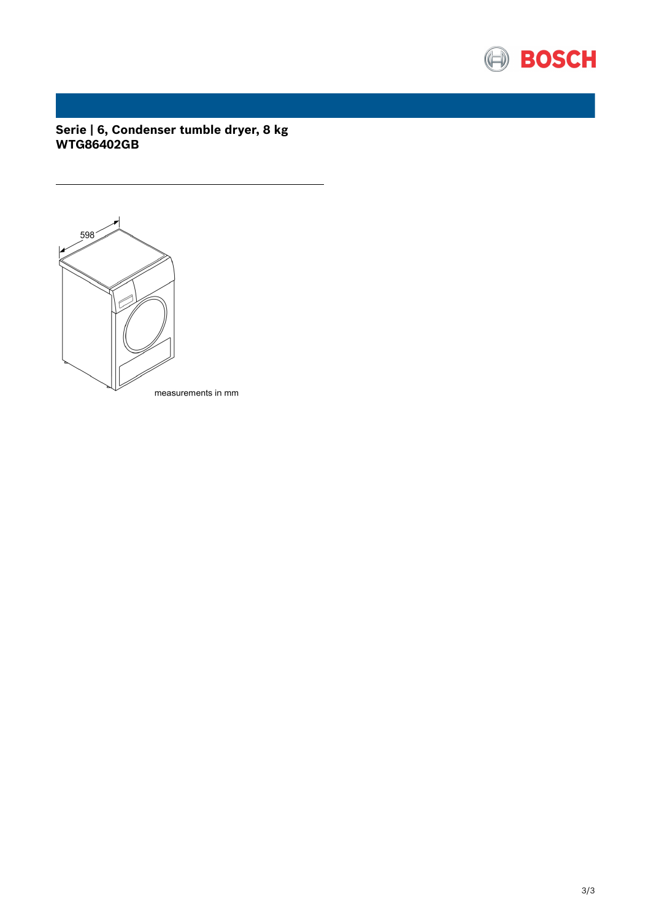**Serie | 6, Condenser tumble dryer, 8 kg**
**WTG86402GB**

598

measurements in mm